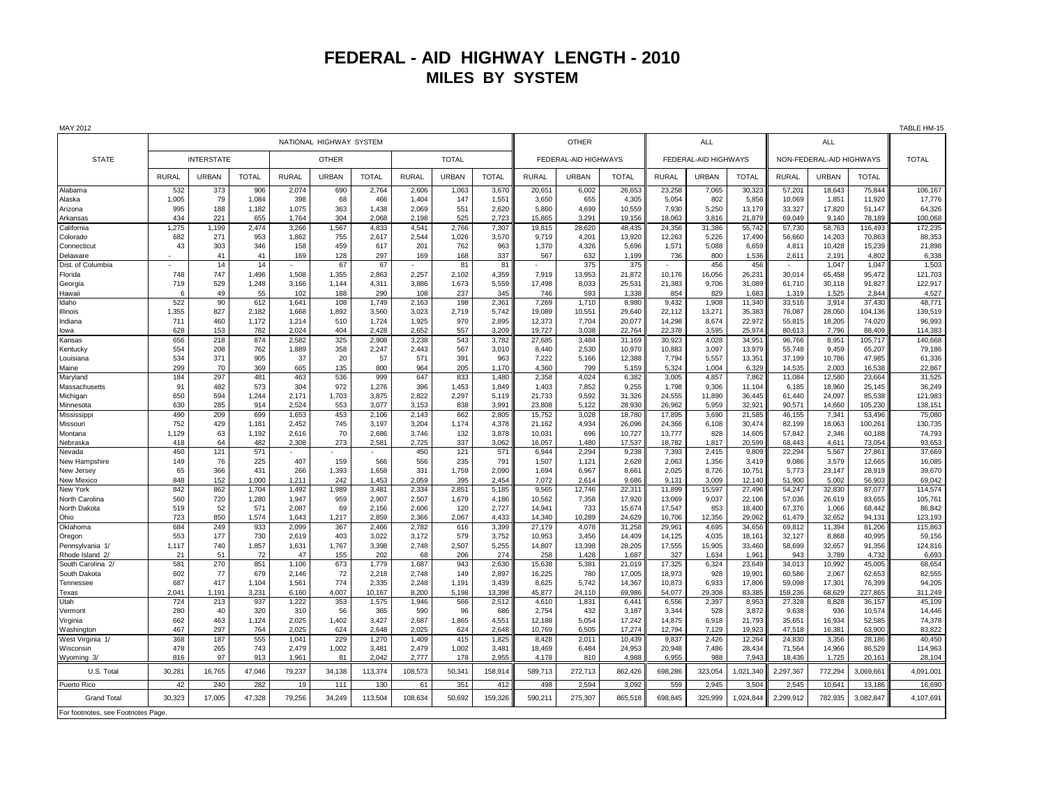# FEDERAL - AID HIGHWAY LENGTH - 2010

## MILES BY SYSTEM

MAY 2012

TABLE HM-15

| STATE | NATIONAL HIGHWAY SYSTEM | | | | | | | | | OTHER | | | ALL | | | ALL | | | TOTAL |
|---|---|---|---|---|---|---|---|---|---|---|---|---|---|---|---|---|---|---|---|
| | INTERSTATE | | | OTHER | | | TOTAL | | | FEDERAL-AID HIGHWAYS | | | FEDERAL-AID HIGHWAYS | | | NON-FEDERAL-AID HIGHWAYS | | | |
| | RURAL | URBAN | TOTAL | RURAL | URBAN | TOTAL | RURAL | URBAN | TOTAL | RURAL | URBAN | TOTAL | RURAL | URBAN | TOTAL | RURAL | URBAN | TOTAL | |
| Alabama | 532 | 373 | 906 | 2,074 | 690 | 2,764 | 2,606 | 1,063 | 3,670 | 20,651 | 6,002 | 26,653 | 23,258 | 7,065 | 30,323 | 57,201 | 18,643 | 75,844 | 106,167 |
| Alaska | 1,005 | 79 | 1,084 | 398 | 68 | 466 | 1,404 | 147 | 1,551 | 3,650 | 655 | 4,305 | 5,054 | 802 | 5,856 | 10,069 | 1,851 | 11,920 | 17,776 |
| Arizona | 995 | 188 | 1,182 | 1,075 | 363 | 1,438 | 2,069 | 551 | 2,620 | 5,860 | 4,699 | 10,559 | 7,930 | 5,250 | 13,179 | 33,327 | 17,820 | 51,147 | 64,326 |
| Arkansas | 434 | 221 | 655 | 1,764 | 304 | 2,068 | 2,198 | 525 | 2,723 | 15,865 | 3,291 | 19,156 | 18,063 | 3,816 | 21,879 | 69,049 | 9,140 | 78,189 | 100,068 |
| California | 1,275 | 1,199 | 2,474 | 3,266 | 1,567 | 4,833 | 4,541 | 2,766 | 7,307 | 19,815 | 28,620 | 48,435 | 24,356 | 31,386 | 55,742 | 57,730 | 58,763 | 116,493 | 172,235 |
| Colorado | 682 | 271 | 953 | 1,862 | 755 | 2,617 | 2,544 | 1,026 | 3,570 | 9,719 | 4,201 | 13,920 | 12,263 | 5,226 | 17,490 | 56,660 | 14,203 | 70,863 | 88,353 |
| Connecticut | 43 | 303 | 346 | 158 | 459 | 617 | 201 | 762 | 963 | 1,370 | 4,326 | 5,696 | 1,571 | 5,088 | 6,659 | 4,811 | 10,428 | 15,239 | 21,898 |
| Delaware | - | 41 | 41 | 169 | 128 | 297 | 169 | 168 | 337 | 567 | 632 | 1,199 | 736 | 800 | 1,536 | 2,611 | 2,191 | 4,802 | 6,338 |
| Dist. of Columbia | - | 14 | 14 | - | 67 | 67 | - | 81 | 81 | - | 375 | 375 | - | 456 | 456 | - | 1,047 | 1,047 | 1,503 |
| Florida | 748 | 747 | 1,496 | 1,508 | 1,355 | 2,863 | 2,257 | 2,102 | 4,359 | 7,919 | 13,953 | 21,872 | 10,176 | 16,056 | 26,231 | 30,014 | 65,458 | 95,472 | 121,703 |
| Georgia | 719 | 529 | 1,248 | 3,166 | 1,144 | 4,311 | 3,886 | 1,673 | 5,559 | 17,498 | 8,033 | 25,531 | 21,383 | 9,706 | 31,089 | 61,710 | 30,118 | 91,827 | 122,917 |
| Hawaii | 6 | 49 | 55 | 102 | 188 | 290 | 108 | 237 | 345 | 746 | 593 | 1,338 | 854 | 829 | 1,683 | 1,319 | 1,525 | 2,844 | 4,527 |
| Idaho | 522 | 90 | 612 | 1,641 | 108 | 1,749 | 2,163 | 198 | 2,361 | 7,269 | 1,710 | 8,980 | 9,432 | 1,908 | 11,340 | 33,516 | 3,914 | 37,430 | 48,771 |
| Illinois | 1,355 | 827 | 2,182 | 1,668 | 1,892 | 3,560 | 3,023 | 2,719 | 5,742 | 19,089 | 10,551 | 29,640 | 22,112 | 13,271 | 35,383 | 76,087 | 28,050 | 104,136 | 139,519 |
| Indiana | 711 | 460 | 1,172 | 1,214 | 510 | 1,724 | 1,925 | 970 | 2,895 | 12,373 | 7,704 | 20,077 | 14,298 | 8,674 | 22,972 | 55,815 | 18,205 | 74,020 | 96,993 |
| Iowa | 628 | 153 | 782 | 2,024 | 404 | 2,428 | 2,652 | 557 | 3,209 | 19,727 | 3,038 | 22,764 | 22,378 | 3,595 | 25,974 | 80,613 | 7,796 | 88,409 | 114,383 |
| Kansas | 656 | 218 | 874 | 2,582 | 325 | 2,908 | 3,238 | 543 | 3,782 | 27,685 | 3,484 | 31,169 | 30,923 | 4,028 | 34,951 | 96,766 | 8,951 | 105,717 | 140,668 |
| Kentucky | 554 | 208 | 762 | 1,889 | 358 | 2,247 | 2,443 | 567 | 3,010 | 8,440 | 2,530 | 10,970 | 10,883 | 3,097 | 13,979 | 55,748 | 9,459 | 65,207 | 79,186 |
| Louisiana | 534 | 371 | 905 | 37 | 20 | 57 | 571 | 391 | 963 | 7,222 | 5,166 | 12,388 | 7,794 | 5,557 | 13,351 | 37,199 | 10,786 | 47,985 | 61,336 |
| Maine | 299 | 70 | 369 | 665 | 135 | 800 | 964 | 205 | 1,170 | 4,360 | 799 | 5,159 | 5,324 | 1,004 | 6,329 | 14,535 | 2,003 | 16,538 | 22,867 |
| Maryland | 184 | 297 | 481 | 463 | 536 | 999 | 647 | 833 | 1,480 | 2,358 | 4,024 | 6,382 | 3,005 | 4,857 | 7,862 | 11,084 | 12,580 | 23,664 | 31,525 |
| Massachusetts | 91 | 482 | 573 | 304 | 972 | 1,276 | 396 | 1,453 | 1,849 | 1,403 | 7,852 | 9,255 | 1,798 | 9,306 | 11,104 | 6,185 | 18,960 | 25,145 | 36,249 |
| Michigan | 650 | 594 | 1,244 | 2,171 | 1,703 | 3,875 | 2,822 | 2,297 | 5,119 | 21,733 | 9,592 | 31,326 | 24,555 | 11,890 | 36,445 | 61,440 | 24,097 | 85,538 | 121,983 |
| Minnesota | 630 | 285 | 914 | 2,524 | 553 | 3,077 | 3,153 | 838 | 3,991 | 23,808 | 5,122 | 28,930 | 26,962 | 5,959 | 32,921 | 90,571 | 14,660 | 105,230 | 138,151 |
| Mississippi | 490 | 209 | 699 | 1,653 | 453 | 2,106 | 2,143 | 662 | 2,805 | 15,752 | 3,028 | 18,780 | 17,895 | 3,690 | 21,585 | 46,155 | 7,341 | 53,496 | 75,080 |
| Missouri | 752 | 429 | 1,181 | 2,452 | 745 | 3,197 | 3,204 | 1,174 | 4,378 | 21,162 | 4,934 | 26,096 | 24,366 | 6,108 | 30,474 | 82,199 | 18,063 | 100,261 | 130,735 |
| Montana | 1,129 | 63 | 1,192 | 2,616 | 70 | 2,686 | 3,746 | 132 | 3,878 | 10,031 | 696 | 10,727 | 13,777 | 828 | 14,605 | 57,842 | 2,346 | 60,188 | 74,793 |
| Nebraska | 418 | 64 | 482 | 2,308 | 273 | 2,581 | 2,725 | 337 | 3,062 | 16,057 | 1,480 | 17,537 | 18,782 | 1,817 | 20,599 | 68,443 | 4,611 | 73,054 | 93,653 |
| Nevada | 450 | 121 | 571 | - | - | - | 450 | 121 | 571 | 6,944 | 2,294 | 9,238 | 7,393 | 2,415 | 9,809 | 22,294 | 5,567 | 27,861 | 37,669 |
| New Hampshire | 149 | 76 | 225 | 407 | 159 | 566 | 556 | 235 | 791 | 1,507 | 1,121 | 2,628 | 2,063 | 1,356 | 3,419 | 9,086 | 3,579 | 12,665 | 16,085 |
| New Jersey | 65 | 366 | 431 | 266 | 1,393 | 1,658 | 331 | 1,759 | 2,090 | 1,694 | 6,967 | 8,661 | 2,025 | 8,726 | 10,751 | 5,773 | 23,147 | 28,919 | 39,670 |
| New Mexico | 848 | 152 | 1,000 | 1,211 | 242 | 1,453 | 2,059 | 395 | 2,454 | 7,072 | 2,614 | 9,686 | 9,131 | 3,009 | 12,140 | 51,900 | 5,002 | 56,903 | 69,042 |
| New York | 842 | 862 | 1,704 | 1,492 | 1,989 | 3,481 | 2,334 | 2,851 | 5,185 | 9,565 | 12,746 | 22,311 | 11,899 | 15,597 | 27,496 | 54,247 | 32,830 | 87,077 | 114,574 |
| North Carolina | 560 | 720 | 1,280 | 1,947 | 959 | 2,907 | 2,507 | 1,679 | 4,186 | 10,562 | 7,358 | 17,920 | 13,069 | 9,037 | 22,106 | 57,036 | 26,619 | 83,655 | 105,761 |
| North Dakota | 519 | 52 | 571 | 2,087 | 69 | 2,156 | 2,606 | 120 | 2,727 | 14,941 | 733 | 15,674 | 17,547 | 853 | 18,400 | 67,376 | 1,066 | 68,442 | 86,842 |
| Ohio | 723 | 850 | 1,574 | 1,643 | 1,217 | 2,859 | 2,366 | 2,067 | 4,433 | 14,340 | 10,289 | 24,629 | 16,706 | 12,356 | 29,062 | 61,479 | 32,652 | 94,131 | 123,193 |
| Oklahoma | 684 | 249 | 933 | 2,099 | 367 | 2,466 | 2,782 | 616 | 3,399 | 27,179 | 4,078 | 31,258 | 29,961 | 4,695 | 34,656 | 69,812 | 11,394 | 81,206 | 115,863 |
| Oregon | 553 | 177 | 730 | 2,619 | 403 | 3,022 | 3,172 | 579 | 3,752 | 10,953 | 3,456 | 14,409 | 14,125 | 4,035 | 18,161 | 32,127 | 8,868 | 40,995 | 59,156 |
| Pennsylvania 1/ | 1,117 | 740 | 1,857 | 1,631 | 1,767 | 3,398 | 2,748 | 2,507 | 5,255 | 14,807 | 13,398 | 28,205 | 17,555 | 15,905 | 33,460 | 58,699 | 32,657 | 91,356 | 124,816 |
| Rhode Island 2/ | 21 | 51 | 72 | 47 | 155 | 202 | 68 | 206 | 274 | 258 | 1,428 | 1,687 | 327 | 1,634 | 1,961 | 943 | 3,789 | 4,732 | 6,693 |
| South Carolina 2/ | 581 | 270 | 851 | 1,106 | 673 | 1,779 | 1,687 | 943 | 2,630 | 15,638 | 5,381 | 21,019 | 17,325 | 6,324 | 23,649 | 34,013 | 10,992 | 45,005 | 68,654 |
| South Dakota | 602 | 77 | 679 | 2,146 | 72 | 2,218 | 2,748 | 149 | 2,897 | 16,225 | 780 | 17,005 | 18,973 | 928 | 19,901 | 60,586 | 2,067 | 62,653 | 82,555 |
| Tennessee | 687 | 417 | 1,104 | 1,561 | 774 | 2,335 | 2,248 | 1,191 | 3,439 | 8,625 | 5,742 | 14,367 | 10,873 | 6,933 | 17,806 | 59,098 | 17,301 | 76,399 | 94,205 |
| Texas | 2,041 | 1,191 | 3,231 | 6,160 | 4,007 | 10,167 | 8,200 | 5,198 | 13,398 | 45,877 | 24,110 | 69,986 | 54,077 | 29,308 | 83,385 | 159,236 | 68,629 | 227,865 | 311,249 |
| Utah | 724 | 213 | 937 | 1,222 | 353 | 1,575 | 1,946 | 566 | 2,512 | 4,610 | 1,831 | 6,441 | 6,556 | 2,397 | 8,953 | 27,328 | 8,828 | 36,157 | 45,109 |
| Vermont | 280 | 40 | 320 | 310 | 56 | 365 | 590 | 96 | 686 | 2,754 | 432 | 3,187 | 3,344 | 528 | 3,872 | 9,638 | 936 | 10,574 | 14,446 |
| Virginia | 662 | 463 | 1,124 | 2,025 | 1,402 | 3,427 | 2,687 | 1,865 | 4,551 | 12,188 | 5,054 | 17,242 | 14,875 | 6,918 | 21,793 | 35,651 | 16,934 | 52,585 | 74,378 |
| Washington | 467 | 297 | 764 | 2,025 | 624 | 2,648 | 2,025 | 624 | 2,648 | 10,769 | 6,505 | 17,274 | 12,794 | 7,129 | 19,923 | 47,518 | 16,381 | 63,900 | 83,822 |
| West Virginia 1/ | 368 | 187 | 555 | 1,041 | 229 | 1,270 | 1,409 | 415 | 1,825 | 8,428 | 2,011 | 10,439 | 9,837 | 2,426 | 12,264 | 24,830 | 3,356 | 28,186 | 40,450 |
| Wisconsin | 478 | 265 | 743 | 2,479 | 1,002 | 3,481 | 2,479 | 1,002 | 3,481 | 18,469 | 6,484 | 24,953 | 20,948 | 7,486 | 28,434 | 71,564 | 14,966 | 86,529 | 114,963 |
| Wyoming 3/ | 816 | 97 | 913 | 1,961 | 81 | 2,042 | 2,777 | 178 | 2,955 | 4,178 | 810 | 4,988 | 6,955 | 988 | 7,943 | 18,436 | 1,725 | 20,161 | 28,104 |
| U.S. Total | 30,281 | 16,765 | 47,046 | 79,237 | 34,138 | 113,374 | 108,573 | 50,341 | 158,914 | 589,713 | 272,713 | 862,426 | 698,286 | 323,054 | 1,021,340 | 2,297,367 | 772,294 | 3,069,661 | 4,091,001 |
| Puerto Rico | 42 | 240 | 282 | 19 | 111 | 130 | 61 | 351 | 412 | 498 | 2,594 | 3,092 | 559 | 2,945 | 3,504 | 2,545 | 10,641 | 13,186 | 16,690 |
| Grand Total | 30,323 | 17,005 | 47,328 | 79,256 | 34,249 | 113,504 | 108,634 | 50,692 | 159,326 | 590,211 | 275,307 | 865,518 | 698,845 | 325,999 | 1,024,844 | 2,299,912 | 782,935 | 3,082,847 | 4,107,691 |

For footnotes, see Footnotes Page.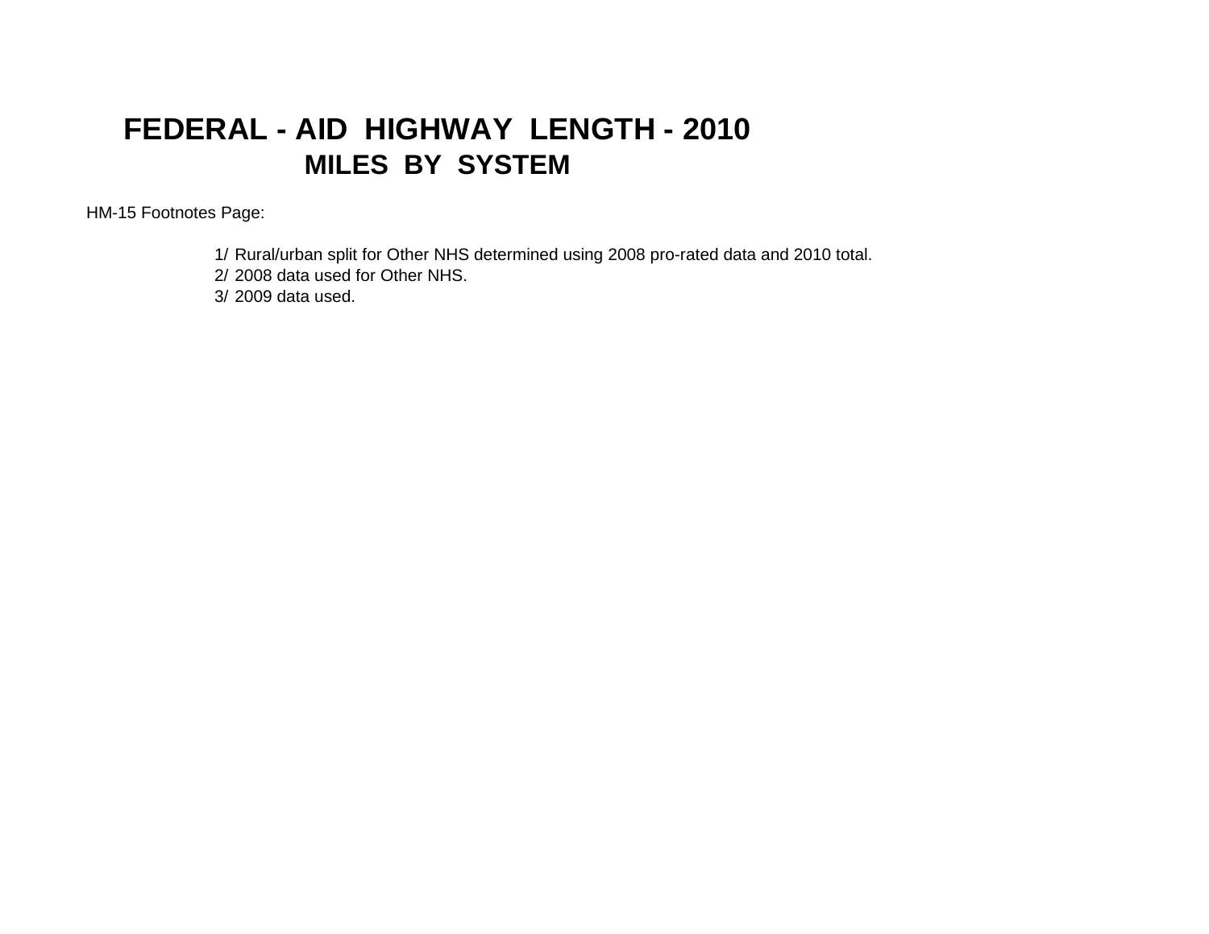# FEDERAL - AID HIGHWAY LENGTH - 2010

## MILES BY SYSTEM

HM-15 Footnotes Page:

1/ Rural/urban split for Other NHS determined using 2008 pro-rated data and 2010 total.
2/ 2008 data used for Other NHS.
3/ 2009 data used.